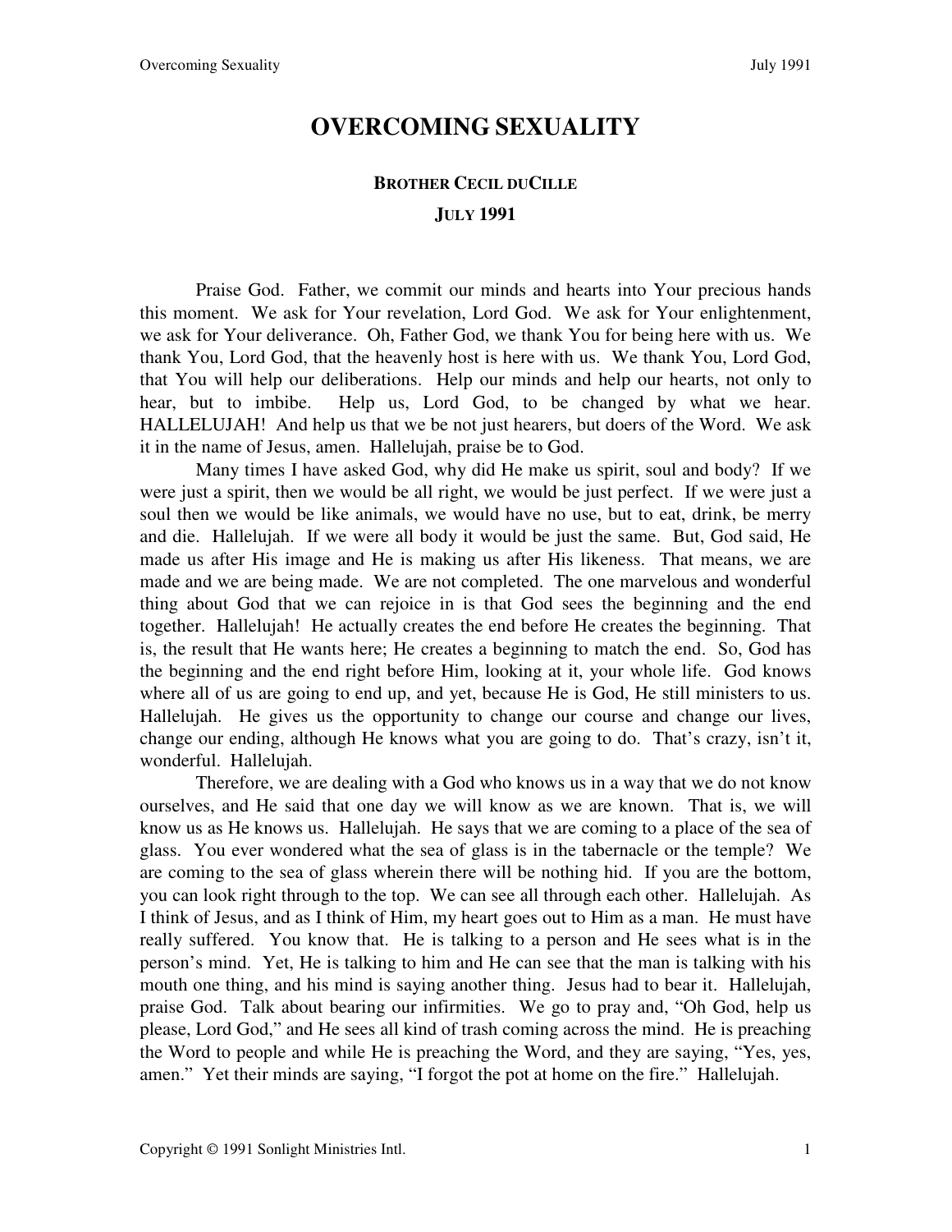# OVERCOMING SEXUALITY

### BROTHER CECIL DUCILLE

### JULY 1991

Praise God. Father, we commit our minds and hearts into Your precious hands this moment. We ask for Your revelation, Lord God. We ask for Your enlightenment, we ask for Your deliverance. Oh, Father God, we thank You for being here with us. We thank You, Lord God, that the heavenly host is here with us. We thank You, Lord God, that You will help our deliberations. Help our minds and help our hearts, not only to hear, but to imbibe. Help us, Lord God, to be changed by what we hear. HALLELUJAH! And help us that we be not just hearers, but doers of the Word. We ask it in the name of Jesus, amen. Hallelujah, praise be to God.

Many times I have asked God, why did He make us spirit, soul and body? If we were just a spirit, then we would be all right, we would be just perfect. If we were just a soul then we would be like animals, we would have no use, but to eat, drink, be merry and die. Hallelujah. If we were all body it would be just the same. But, God said, He made us after His image and He is making us after His likeness. That means, we are made and we are being made. We are not completed. The one marvelous and wonderful thing about God that we can rejoice in is that God sees the beginning and the end together. Hallelujah! He actually creates the end before He creates the beginning. That is, the result that He wants here; He creates a beginning to match the end. So, God has the beginning and the end right before Him, looking at it, your whole life. God knows where all of us are going to end up, and yet, because He is God, He still ministers to us. Hallelujah. He gives us the opportunity to change our course and change our lives, change our ending, although He knows what you are going to do. That's crazy, isn't it, wonderful. Hallelujah.

Therefore, we are dealing with a God who knows us in a way that we do not know ourselves, and He said that one day we will know as we are known. That is, we will know us as He knows us. Hallelujah. He says that we are coming to a place of the sea of glass. You ever wondered what the sea of glass is in the tabernacle or the temple? We are coming to the sea of glass wherein there will be nothing hid. If you are the bottom, you can look right through to the top. We can see all through each other. Hallelujah. As I think of Jesus, and as I think of Him, my heart goes out to Him as a man. He must have really suffered. You know that. He is talking to a person and He sees what is in the person's mind. Yet, He is talking to him and He can see that the man is talking with his mouth one thing, and his mind is saying another thing. Jesus had to bear it. Hallelujah, praise God. Talk about bearing our infirmities. We go to pray and, "Oh God, help us please, Lord God," and He sees all kind of trash coming across the mind. He is preaching the Word to people and while He is preaching the Word, and they are saying, "Yes, yes, amen." Yet their minds are saying, "I forgot the pot at home on the fire." Hallelujah.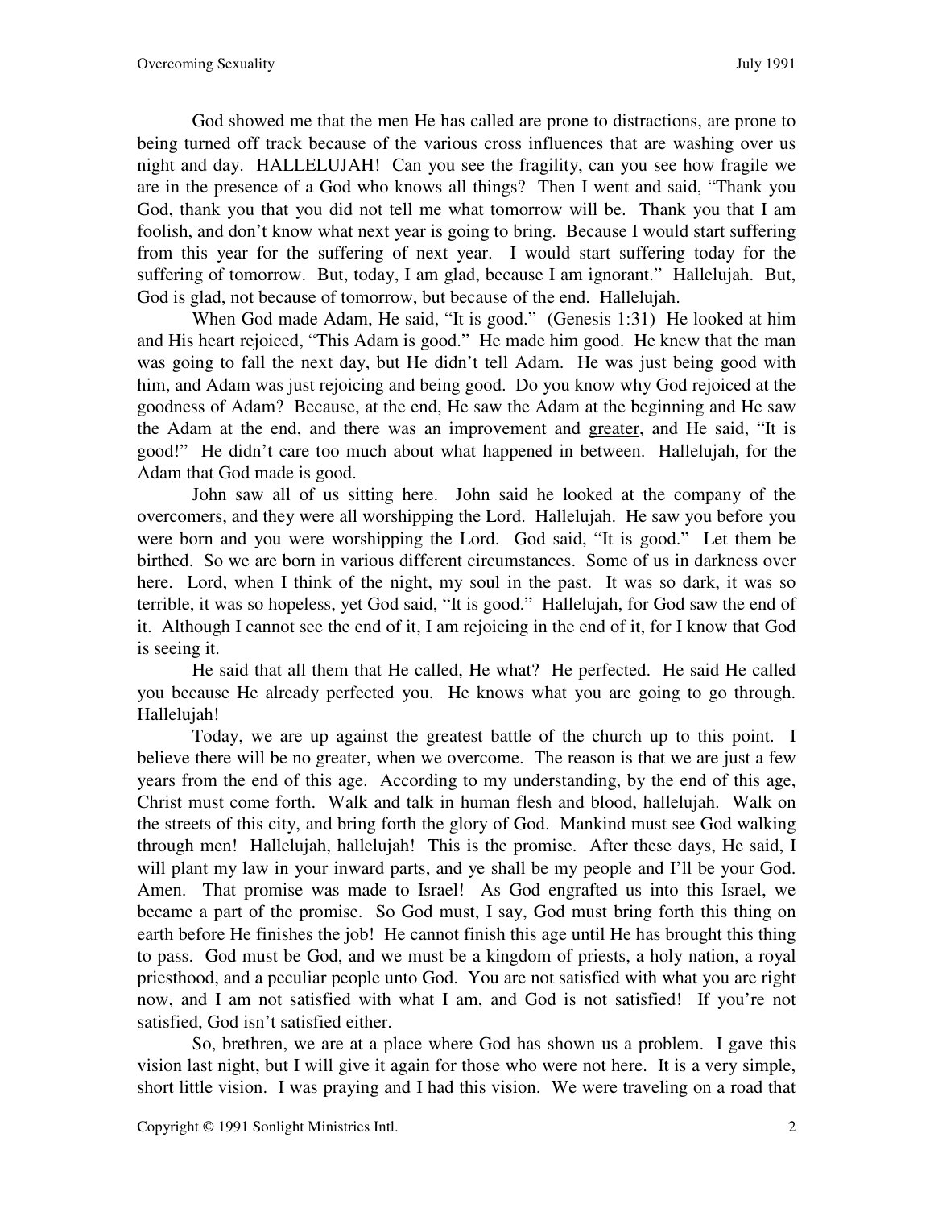God showed me that the men He has called are prone to distractions, are prone to being turned off track because of the various cross influences that are washing over us night and day. HALLELUJAH! Can you see the fragility, can you see how fragile we are in the presence of a God who knows all things? Then I went and said, "Thank you God, thank you that you did not tell me what tomorrow will be. Thank you that I am foolish, and don't know what next year is going to bring. Because I would start suffering from this year for the suffering of next year. I would start suffering today for the suffering of tomorrow. But, today, I am glad, because I am ignorant." Hallelujah. But, God is glad, not because of tomorrow, but because of the end. Hallelujah.

When God made Adam, He said, "It is good." (Genesis 1:31) He looked at him and His heart rejoiced, "This Adam is good." He made him good. He knew that the man was going to fall the next day, but He didn't tell Adam. He was just being good with him, and Adam was just rejoicing and being good. Do you know why God rejoiced at the goodness of Adam? Because, at the end, He saw the Adam at the beginning and He saw the Adam at the end, and there was an improvement and <u>greater</u>, and He said, "It is good!" He didn't care too much about what happened in between. Hallelujah, for the Adam that God made is good.

John saw all of us sitting here. John said he looked at the company of the overcomers, and they were all worshipping the Lord. Hallelujah. He saw you before you were born and you were worshipping the Lord. God said, "It is good." Let them be birthed. So we are born in various different circumstances. Some of us in darkness over here. Lord, when I think of the night, my soul in the past. It was so dark, it was so terrible, it was so hopeless, yet God said, "It is good." Hallelujah, for God saw the end of it. Although I cannot see the end of it, I am rejoicing in the end of it, for I know that God is seeing it.

He said that all them that He called, He what? He perfected. He said He called you because He already perfected you. He knows what you are going to go through. Hallelujah!

Today, we are up against the greatest battle of the church up to this point. I believe there will be no greater, when we overcome. The reason is that we are just a few years from the end of this age. According to my understanding, by the end of this age, Christ must come forth. Walk and talk in human flesh and blood, hallelujah. Walk on the streets of this city, and bring forth the glory of God. Mankind must see God walking through men! Hallelujah, hallelujah! This is the promise. After these days, He said, I will plant my law in your inward parts, and ye shall be my people and I'll be your God. Amen. That promise was made to Israel! As God engrafted us into this Israel, we became a part of the promise. So God must, I say, God must bring forth this thing on earth before He finishes the job! He cannot finish this age until He has brought this thing to pass. God must be God, and we must be a kingdom of priests, a holy nation, a royal priesthood, and a peculiar people unto God. You are not satisfied with what you are right now, and I am not satisfied with what I am, and God is not satisfied! If you're not satisfied, God isn't satisfied either.

So, brethren, we are at a place where God has shown us a problem. I gave this vision last night, but I will give it again for those who were not here. It is a very simple, short little vision. I was praying and I had this vision. We were traveling on a road that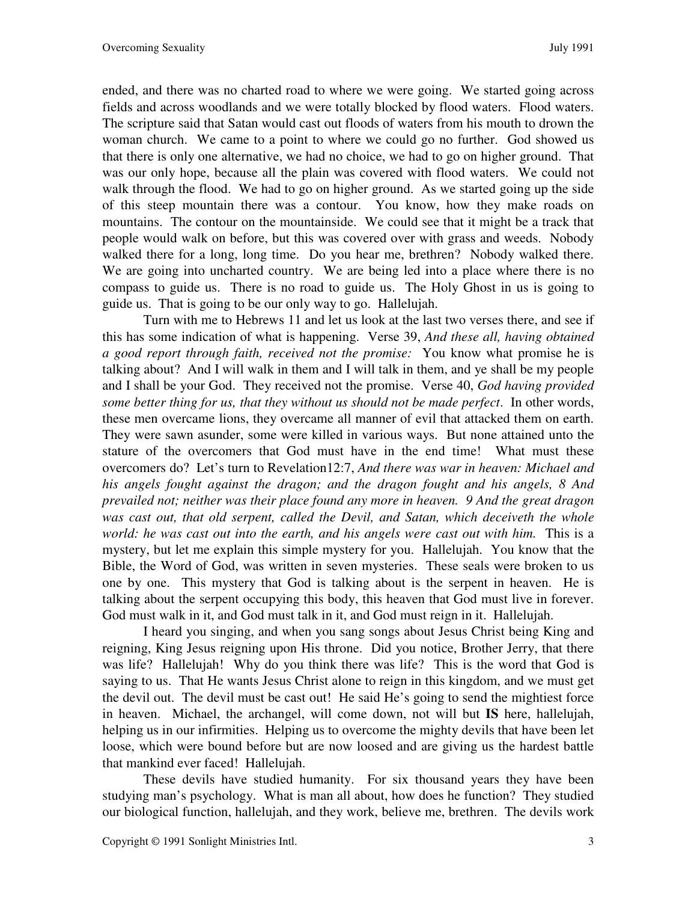ended, and there was no charted road to where we were going. We started going across fields and across woodlands and we were totally blocked by flood waters. Flood waters. The scripture said that Satan would cast out floods of waters from his mouth to drown the woman church. We came to a point to where we could go no further. God showed us that there is only one alternative, we had no choice, we had to go on higher ground. That was our only hope, because all the plain was covered with flood waters. We could not walk through the flood. We had to go on higher ground. As we started going up the side of this steep mountain there was a contour. You know, how they make roads on mountains. The contour on the mountainside. We could see that it might be a track that people would walk on before, but this was covered over with grass and weeds. Nobody walked there for a long, long time. Do you hear me, brethren? Nobody walked there. We are going into uncharted country. We are being led into a place where there is no compass to guide us. There is no road to guide us. The Holy Ghost in us is going to guide us. That is going to be our only way to go. Hallelujah.

Turn with me to Hebrews 11 and let us look at the last two verses there, and see if this has some indication of what is happening. Verse 39, *And these all, having obtained a good report through faith, received not the promise:* You know what promise he is talking about? And I will walk in them and I will talk in them, and ye shall be my people and I shall be your God. They received not the promise. Verse 40, *God having provided some better thing for us, that they without us should not be made perfect*. In other words, these men overcame lions, they overcame all manner of evil that attacked them on earth. They were sawn asunder, some were killed in various ways. But none attained unto the stature of the overcomers that God must have in the end time! What must these overcomers do? Let's turn to Revelation12:7, *And there was war in heaven: Michael and his angels fought against the dragon; and the dragon fought and his angels, 8 And prevailed not; neither was their place found any more in heaven. 9 And the great dragon was cast out, that old serpent, called the Devil, and Satan, which deceiveth the whole world: he was cast out into the earth, and his angels were cast out with him.* This is a mystery, but let me explain this simple mystery for you. Hallelujah. You know that the Bible, the Word of God, was written in seven mysteries. These seals were broken to us one by one. This mystery that God is talking about is the serpent in heaven. He is talking about the serpent occupying this body, this heaven that God must live in forever. God must walk in it, and God must talk in it, and God must reign in it. Hallelujah.

I heard you singing, and when you sang songs about Jesus Christ being King and reigning, King Jesus reigning upon His throne. Did you notice, Brother Jerry, that there was life? Hallelujah! Why do you think there was life? This is the word that God is saying to us. That He wants Jesus Christ alone to reign in this kingdom, and we must get the devil out. The devil must be cast out! He said He's going to send the mightiest force in heaven. Michael, the archangel, will come down, not will but **IS** here, hallelujah, helping us in our infirmities. Helping us to overcome the mighty devils that have been let loose, which were bound before but are now loosed and are giving us the hardest battle that mankind ever faced! Hallelujah.

These devils have studied humanity. For six thousand years they have been studying man's psychology. What is man all about, how does he function? They studied our biological function, hallelujah, and they work, believe me, brethren. The devils work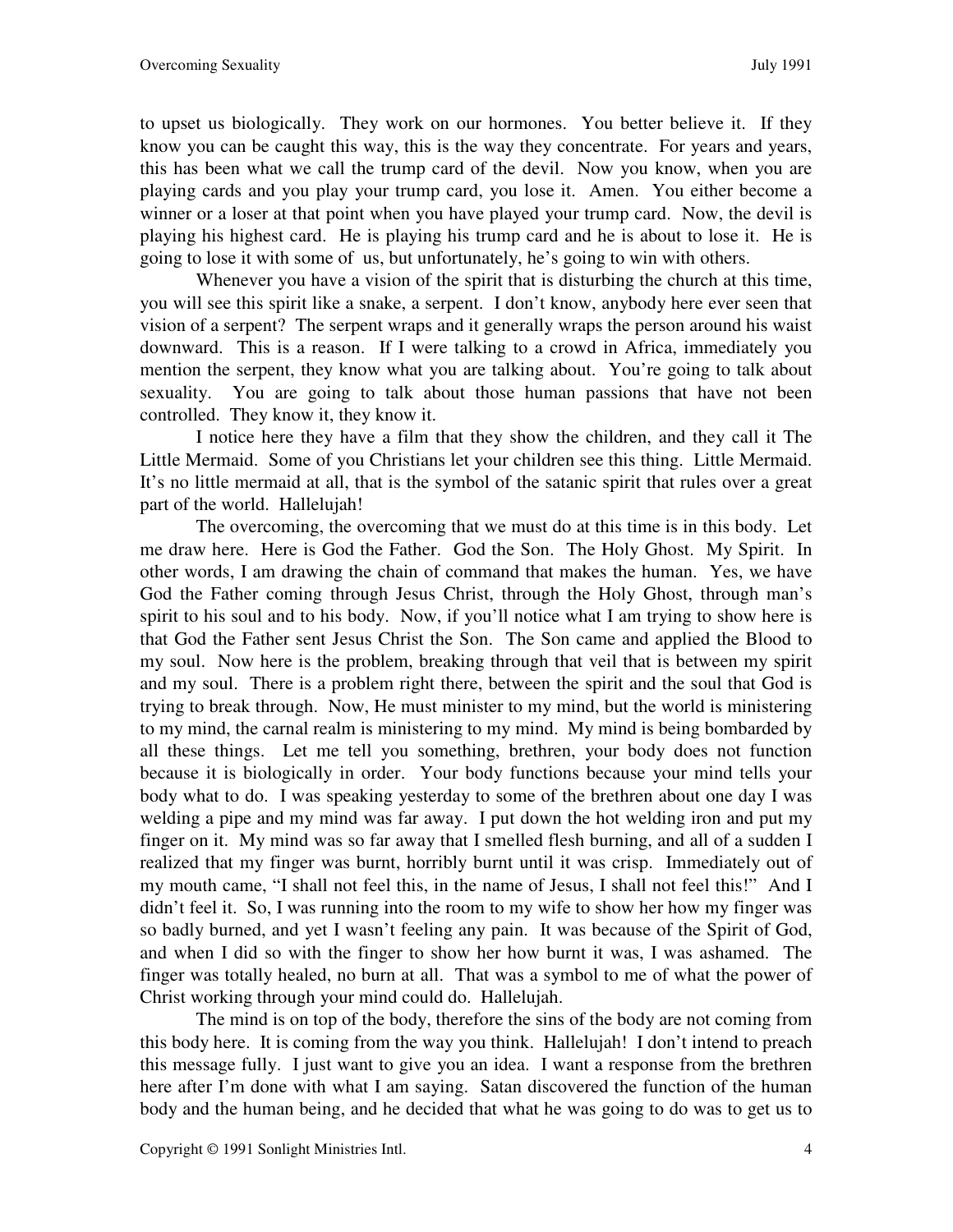to upset us biologically. They work on our hormones. You better believe it. If they know you can be caught this way, this is the way they concentrate. For years and years, this has been what we call the trump card of the devil. Now you know, when you are playing cards and you play your trump card, you lose it. Amen. You either become a winner or a loser at that point when you have played your trump card. Now, the devil is playing his highest card. He is playing his trump card and he is about to lose it. He is going to lose it with some of us, but unfortunately, he's going to win with others.

Whenever you have a vision of the spirit that is disturbing the church at this time, you will see this spirit like a snake, a serpent. I don't know, anybody here ever seen that vision of a serpent? The serpent wraps and it generally wraps the person around his waist downward. This is a reason. If I were talking to a crowd in Africa, immediately you mention the serpent, they know what you are talking about. You're going to talk about sexuality. You are going to talk about those human passions that have not been controlled. They know it, they know it.

I notice here they have a film that they show the children, and they call it The Little Mermaid. Some of you Christians let your children see this thing. Little Mermaid. It's no little mermaid at all, that is the symbol of the satanic spirit that rules over a great part of the world. Hallelujah!

The overcoming, the overcoming that we must do at this time is in this body. Let me draw here. Here is God the Father. God the Son. The Holy Ghost. My Spirit. In other words, I am drawing the chain of command that makes the human. Yes, we have God the Father coming through Jesus Christ, through the Holy Ghost, through man's spirit to his soul and to his body. Now, if you'll notice what I am trying to show here is that God the Father sent Jesus Christ the Son. The Son came and applied the Blood to my soul. Now here is the problem, breaking through that veil that is between my spirit and my soul. There is a problem right there, between the spirit and the soul that God is trying to break through. Now, He must minister to my mind, but the world is ministering to my mind, the carnal realm is ministering to my mind. My mind is being bombarded by all these things. Let me tell you something, brethren, your body does not function because it is biologically in order. Your body functions because your mind tells your body what to do. I was speaking yesterday to some of the brethren about one day I was welding a pipe and my mind was far away. I put down the hot welding iron and put my finger on it. My mind was so far away that I smelled flesh burning, and all of a sudden I realized that my finger was burnt, horribly burnt until it was crisp. Immediately out of my mouth came, "I shall not feel this, in the name of Jesus, I shall not feel this!" And I didn't feel it. So, I was running into the room to my wife to show her how my finger was so badly burned, and yet I wasn't feeling any pain. It was because of the Spirit of God, and when I did so with the finger to show her how burnt it was, I was ashamed. The finger was totally healed, no burn at all. That was a symbol to me of what the power of Christ working through your mind could do. Hallelujah.

The mind is on top of the body, therefore the sins of the body are not coming from this body here. It is coming from the way you think. Hallelujah! I don't intend to preach this message fully. I just want to give you an idea. I want a response from the brethren here after I'm done with what I am saying. Satan discovered the function of the human body and the human being, and he decided that what he was going to do was to get us to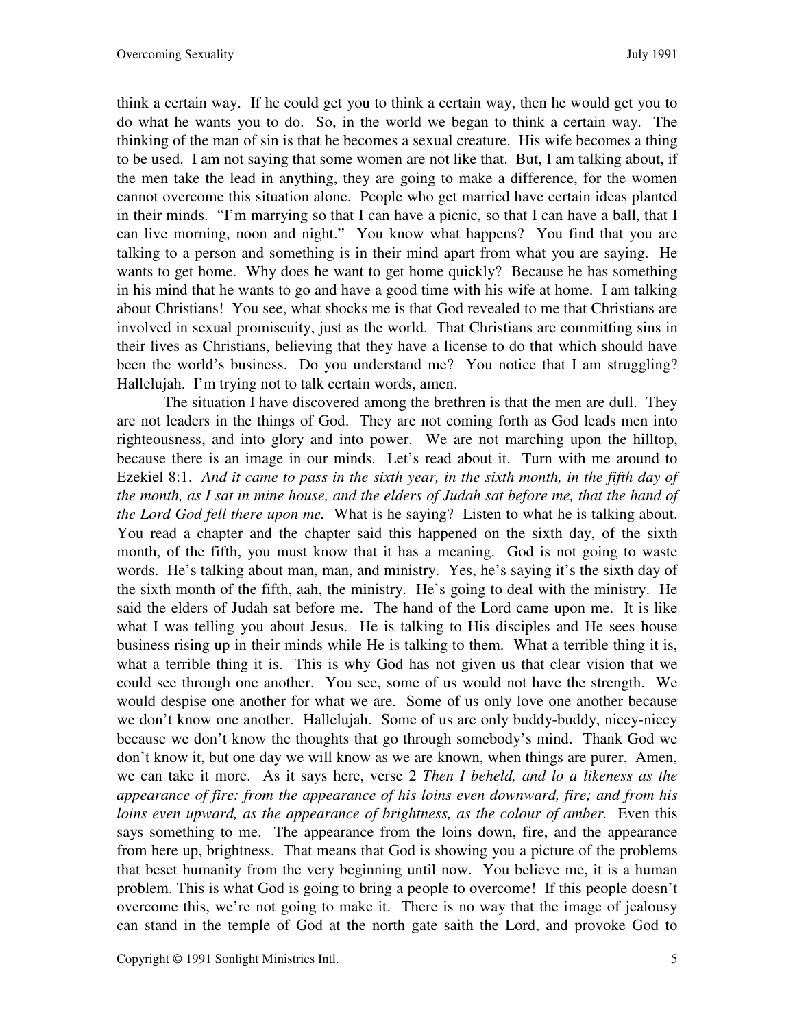think a certain way. If he could get you to think a certain way, then he would get you to do what he wants you to do. So, in the world we began to think a certain way. The thinking of the man of sin is that he becomes a sexual creature. His wife becomes a thing to be used. I am not saying that some women are not like that. But, I am talking about, if the men take the lead in anything, they are going to make a difference, for the women cannot overcome this situation alone. People who get married have certain ideas planted in their minds. "I'm marrying so that I can have a picnic, so that I can have a ball, that I can live morning, noon and night." You know what happens? You find that you are talking to a person and something is in their mind apart from what you are saying. He wants to get home. Why does he want to get home quickly? Because he has something in his mind that he wants to go and have a good time with his wife at home. I am talking about Christians! You see, what shocks me is that God revealed to me that Christians are involved in sexual promiscuity, just as the world. That Christians are committing sins in their lives as Christians, believing that they have a license to do that which should have been the world's business. Do you understand me? You notice that I am struggling? Hallelujah. I'm trying not to talk certain words, amen.

The situation I have discovered among the brethren is that the men are dull. They are not leaders in the things of God. They are not coming forth as God leads men into righteousness, and into glory and into power. We are not marching upon the hilltop, because there is an image in our minds. Let's read about it. Turn with me around to Ezekiel 8:1. *And it came to pass in the sixth year, in the sixth month, in the fifth day of the month, as I sat in mine house, and the elders of Judah sat before me, that the hand of the Lord God fell there upon me.* What is he saying? Listen to what he is talking about. You read a chapter and the chapter said this happened on the sixth day, of the sixth month, of the fifth, you must know that it has a meaning. God is not going to waste words. He's talking about man, man, and ministry. Yes, he's saying it's the sixth day of the sixth month of the fifth, aah, the ministry. He's going to deal with the ministry. He said the elders of Judah sat before me. The hand of the Lord came upon me. It is like what I was telling you about Jesus. He is talking to His disciples and He sees house business rising up in their minds while He is talking to them. What a terrible thing it is, what a terrible thing it is. This is why God has not given us that clear vision that we could see through one another. You see, some of us would not have the strength. We would despise one another for what we are. Some of us only love one another because we don't know one another. Hallelujah. Some of us are only buddy-buddy, nicey-nicey because we don't know the thoughts that go through somebody's mind. Thank God we don't know it, but one day we will know as we are known, when things are purer. Amen, we can take it more. As it says here, verse 2 *Then I beheld, and lo a likeness as the appearance of fire: from the appearance of his loins even downward, fire; and from his loins even upward, as the appearance of brightness, as the colour of amber.* Even this says something to me. The appearance from the loins down, fire, and the appearance from here up, brightness. That means that God is showing you a picture of the problems that beset humanity from the very beginning until now. You believe me, it is a human problem. This is what God is going to bring a people to overcome! If this people doesn't overcome this, we're not going to make it. There is no way that the image of jealousy can stand in the temple of God at the north gate saith the Lord, and provoke God to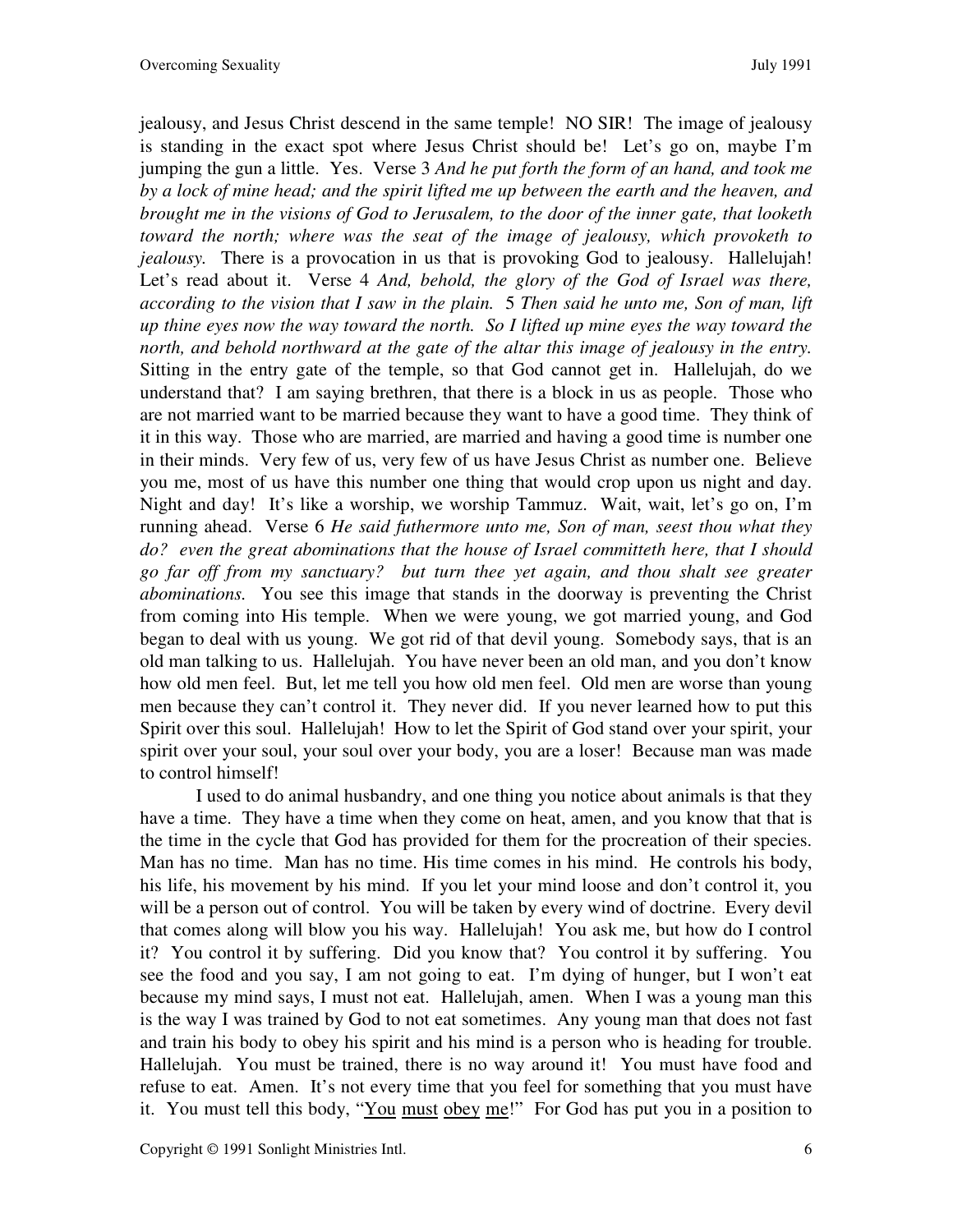jealousy, and Jesus Christ descend in the same temple! NO SIR! The image of jealousy is standing in the exact spot where Jesus Christ should be! Let's go on, maybe I'm jumping the gun a little. Yes. Verse 3 *And he put forth the form of an hand, and took me by a lock of mine head; and the spirit lifted me up between the earth and the heaven, and brought me in the visions of God to Jerusalem, to the door of the inner gate, that looketh toward the north; where was the seat of the image of jealousy, which provoketh to jealousy.* There is a provocation in us that is provoking God to jealousy. Hallelujah! Let's read about it. Verse 4 *And, behold, the glory of the God of Israel was there, according to the vision that I saw in the plain.* 5 *Then said he unto me, Son of man, lift up thine eyes now the way toward the north. So I lifted up mine eyes the way toward the north, and behold northward at the gate of the altar this image of jealousy in the entry.* Sitting in the entry gate of the temple, so that God cannot get in. Hallelujah, do we understand that? I am saying brethren, that there is a block in us as people. Those who are not married want to be married because they want to have a good time. They think of it in this way. Those who are married, are married and having a good time is number one in their minds. Very few of us, very few of us have Jesus Christ as number one. Believe you me, most of us have this number one thing that would crop upon us night and day. Night and day! It's like a worship, we worship Tammuz. Wait, wait, let's go on, I'm running ahead. Verse 6 *He said futhermore unto me, Son of man, seest thou what they do? even the great abominations that the house of Israel committeth here, that I should go far off from my sanctuary? but turn thee yet again, and thou shalt see greater abominations.* You see this image that stands in the doorway is preventing the Christ from coming into His temple. When we were young, we got married young, and God began to deal with us young. We got rid of that devil young. Somebody says, that is an old man talking to us. Hallelujah. You have never been an old man, and you don't know how old men feel. But, let me tell you how old men feel. Old men are worse than young men because they can't control it. They never did. If you never learned how to put this Spirit over this soul. Hallelujah! How to let the Spirit of God stand over your spirit, your spirit over your soul, your soul over your body, you are a loser! Because man was made to control himself!

I used to do animal husbandry, and one thing you notice about animals is that they have a time. They have a time when they come on heat, amen, and you know that that is the time in the cycle that God has provided for them for the procreation of their species. Man has no time. Man has no time. His time comes in his mind. He controls his body, his life, his movement by his mind. If you let your mind loose and don't control it, you will be a person out of control. You will be taken by every wind of doctrine. Every devil that comes along will blow you his way. Hallelujah! You ask me, but how do I control it? You control it by suffering. Did you know that? You control it by suffering. You see the food and you say, I am not going to eat. I'm dying of hunger, but I won't eat because my mind says, I must not eat. Hallelujah, amen. When I was a young man this is the way I was trained by God to not eat sometimes. Any young man that does not fast and train his body to obey his spirit and his mind is a person who is heading for trouble. Hallelujah. You must be trained, there is no way around it! You must have food and refuse to eat. Amen. It's not every time that you feel for something that you must have it. You must tell this body, "<u>You</u> <u>must</u> <u>obey</u> <u>me</u>!" For God has put you in a position to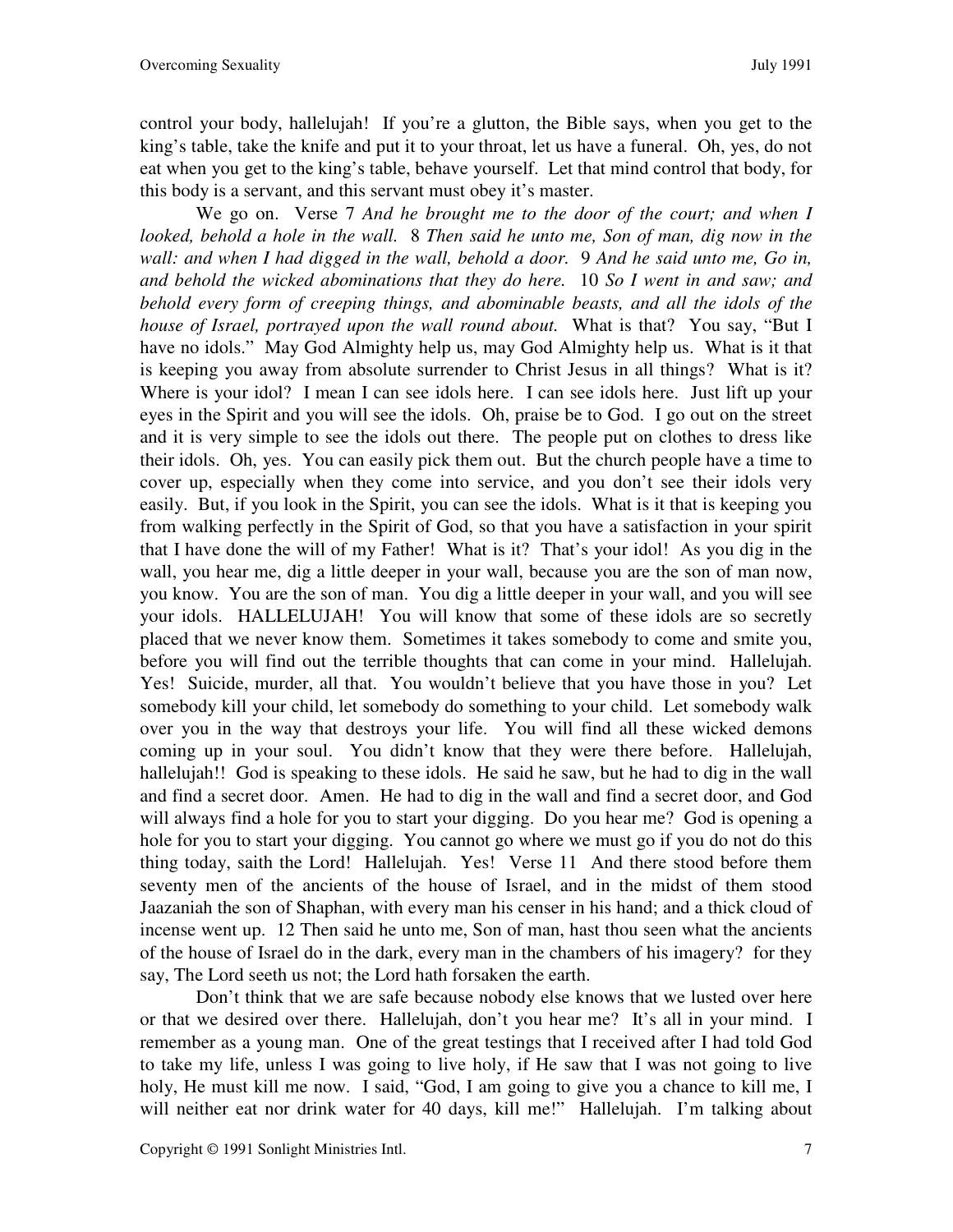control your body, hallelujah! If you're a glutton, the Bible says, when you get to the king's table, take the knife and put it to your throat, let us have a funeral. Oh, yes, do not eat when you get to the king's table, behave yourself. Let that mind control that body, for this body is a servant, and this servant must obey it's master.

We go on. Verse 7 *And he brought me to the door of the court; and when I looked, behold a hole in the wall.* 8 *Then said he unto me, Son of man, dig now in the wall: and when I had digged in the wall, behold a door.* 9 *And he said unto me, Go in, and behold the wicked abominations that they do here.* 10 *So I went in and saw; and behold every form of creeping things, and abominable beasts, and all the idols of the house of Israel, portrayed upon the wall round about.* What is that? You say, "But I have no idols." May God Almighty help us, may God Almighty help us. What is it that is keeping you away from absolute surrender to Christ Jesus in all things? What is it? Where is your idol? I mean I can see idols here. I can see idols here. Just lift up your eyes in the Spirit and you will see the idols. Oh, praise be to God. I go out on the street and it is very simple to see the idols out there. The people put on clothes to dress like their idols. Oh, yes. You can easily pick them out. But the church people have a time to cover up, especially when they come into service, and you don't see their idols very easily. But, if you look in the Spirit, you can see the idols. What is it that is keeping you from walking perfectly in the Spirit of God, so that you have a satisfaction in your spirit that I have done the will of my Father! What is it? That's your idol! As you dig in the wall, you hear me, dig a little deeper in your wall, because you are the son of man now, you know. You are the son of man. You dig a little deeper in your wall, and you will see your idols. HALLELUJAH! You will know that some of these idols are so secretly placed that we never know them. Sometimes it takes somebody to come and smite you, before you will find out the terrible thoughts that can come in your mind. Hallelujah. Yes! Suicide, murder, all that. You wouldn't believe that you have those in you? Let somebody kill your child, let somebody do something to your child. Let somebody walk over you in the way that destroys your life. You will find all these wicked demons coming up in your soul. You didn't know that they were there before. Hallelujah, hallelujah!! God is speaking to these idols. He said he saw, but he had to dig in the wall and find a secret door. Amen. He had to dig in the wall and find a secret door, and God will always find a hole for you to start your digging. Do you hear me? God is opening a hole for you to start your digging. You cannot go where we must go if you do not do this thing today, saith the Lord! Hallelujah. Yes! Verse 11 And there stood before them seventy men of the ancients of the house of Israel, and in the midst of them stood Jaazaniah the son of Shaphan, with every man his censer in his hand; and a thick cloud of incense went up. 12 Then said he unto me, Son of man, hast thou seen what the ancients of the house of Israel do in the dark, every man in the chambers of his imagery? for they say, The Lord seeth us not; the Lord hath forsaken the earth.

Don't think that we are safe because nobody else knows that we lusted over here or that we desired over there. Hallelujah, don't you hear me? It's all in your mind. I remember as a young man. One of the great testings that I received after I had told God to take my life, unless I was going to live holy, if He saw that I was not going to live holy, He must kill me now. I said, "God, I am going to give you a chance to kill me, I will neither eat nor drink water for 40 days, kill me!" Hallelujah. I'm talking about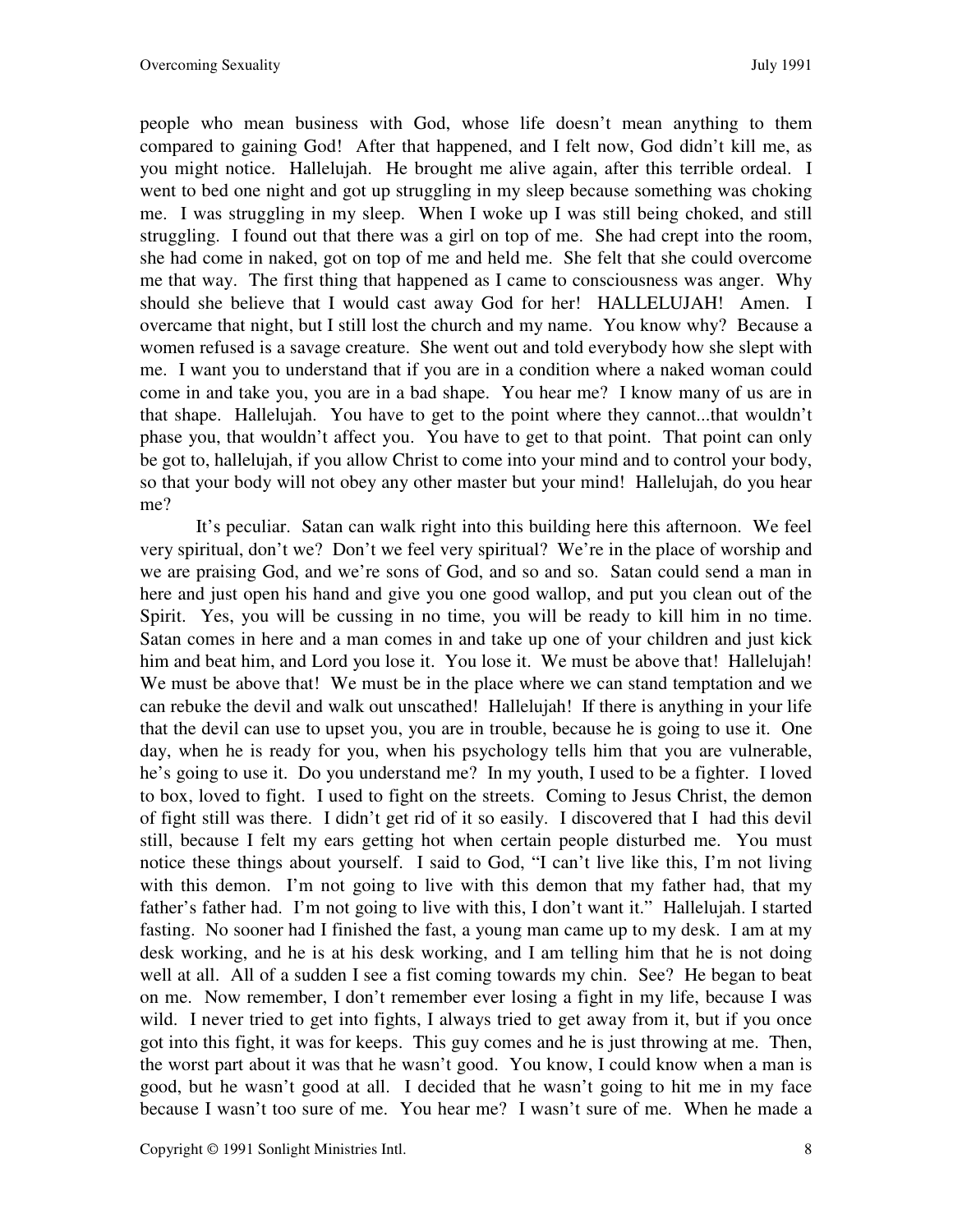people who mean business with God, whose life doesn't mean anything to them compared to gaining God! After that happened, and I felt now, God didn't kill me, as you might notice. Hallelujah. He brought me alive again, after this terrible ordeal. I went to bed one night and got up struggling in my sleep because something was choking me. I was struggling in my sleep. When I woke up I was still being choked, and still struggling. I found out that there was a girl on top of me. She had crept into the room, she had come in naked, got on top of me and held me. She felt that she could overcome me that way. The first thing that happened as I came to consciousness was anger. Why should she believe that I would cast away God for her! HALLELUJAH! Amen. I overcame that night, but I still lost the church and my name. You know why? Because a women refused is a savage creature. She went out and told everybody how she slept with me. I want you to understand that if you are in a condition where a naked woman could come in and take you, you are in a bad shape. You hear me? I know many of us are in that shape. Hallelujah. You have to get to the point where they cannot...that wouldn't phase you, that wouldn't affect you. You have to get to that point. That point can only be got to, hallelujah, if you allow Christ to come into your mind and to control your body, so that your body will not obey any other master but your mind! Hallelujah, do you hear me?

It's peculiar. Satan can walk right into this building here this afternoon. We feel very spiritual, don't we? Don't we feel very spiritual? We're in the place of worship and we are praising God, and we're sons of God, and so and so. Satan could send a man in here and just open his hand and give you one good wallop, and put you clean out of the Spirit. Yes, you will be cussing in no time, you will be ready to kill him in no time. Satan comes in here and a man comes in and take up one of your children and just kick him and beat him, and Lord you lose it. You lose it. We must be above that! Hallelujah! We must be above that! We must be in the place where we can stand temptation and we can rebuke the devil and walk out unscathed! Hallelujah! If there is anything in your life that the devil can use to upset you, you are in trouble, because he is going to use it. One day, when he is ready for you, when his psychology tells him that you are vulnerable, he's going to use it. Do you understand me? In my youth, I used to be a fighter. I loved to box, loved to fight. I used to fight on the streets. Coming to Jesus Christ, the demon of fight still was there. I didn't get rid of it so easily. I discovered that I had this devil still, because I felt my ears getting hot when certain people disturbed me. You must notice these things about yourself. I said to God, "I can't live like this, I'm not living with this demon. I'm not going to live with this demon that my father had, that my father's father had. I'm not going to live with this, I don't want it." Hallelujah. I started fasting. No sooner had I finished the fast, a young man came up to my desk. I am at my desk working, and he is at his desk working, and I am telling him that he is not doing well at all. All of a sudden I see a fist coming towards my chin. See? He began to beat on me. Now remember, I don't remember ever losing a fight in my life, because I was wild. I never tried to get into fights, I always tried to get away from it, but if you once got into this fight, it was for keeps. This guy comes and he is just throwing at me. Then, the worst part about it was that he wasn't good. You know, I could know when a man is good, but he wasn't good at all. I decided that he wasn't going to hit me in my face because I wasn't too sure of me. You hear me? I wasn't sure of me. When he made a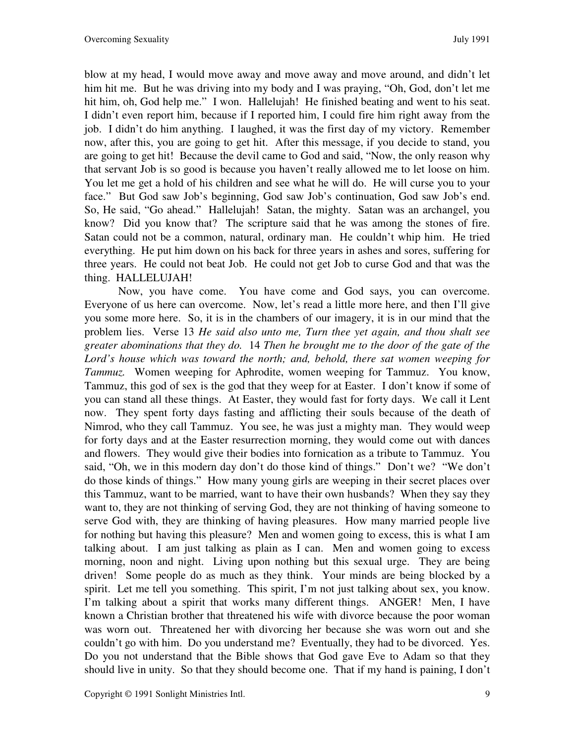blow at my head, I would move away and move away and move around, and didn't let him hit me. But he was driving into my body and I was praying, "Oh, God, don't let me hit him, oh, God help me." I won. Hallelujah! He finished beating and went to his seat. I didn't even report him, because if I reported him, I could fire him right away from the job. I didn't do him anything. I laughed, it was the first day of my victory. Remember now, after this, you are going to get hit. After this message, if you decide to stand, you are going to get hit! Because the devil came to God and said, "Now, the only reason why that servant Job is so good is because you haven't really allowed me to let loose on him. You let me get a hold of his children and see what he will do. He will curse you to your face." But God saw Job's beginning, God saw Job's continuation, God saw Job's end. So, He said, "Go ahead." Hallelujah! Satan, the mighty. Satan was an archangel, you know? Did you know that? The scripture said that he was among the stones of fire. Satan could not be a common, natural, ordinary man. He couldn't whip him. He tried everything. He put him down on his back for three years in ashes and sores, suffering for three years. He could not beat Job. He could not get Job to curse God and that was the thing. HALLELUJAH!

Now, you have come. You have come and God says, you can overcome. Everyone of us here can overcome. Now, let's read a little more here, and then I'll give you some more here. So, it is in the chambers of our imagery, it is in our mind that the problem lies. Verse 13 *He said also unto me, Turn thee yet again, and thou shalt see greater abominations that they do.* 14 *Then he brought me to the door of the gate of the Lord's house which was toward the north; and, behold, there sat women weeping for Tammuz.* Women weeping for Aphrodite, women weeping for Tammuz. You know, Tammuz, this god of sex is the god that they weep for at Easter. I don't know if some of you can stand all these things. At Easter, they would fast for forty days. We call it Lent now. They spent forty days fasting and afflicting their souls because of the death of Nimrod, who they call Tammuz. You see, he was just a mighty man. They would weep for forty days and at the Easter resurrection morning, they would come out with dances and flowers. They would give their bodies into fornication as a tribute to Tammuz. You said, "Oh, we in this modern day don't do those kind of things." Don't we? "We don't do those kinds of things." How many young girls are weeping in their secret places over this Tammuz, want to be married, want to have their own husbands? When they say they want to, they are not thinking of serving God, they are not thinking of having someone to serve God with, they are thinking of having pleasures. How many married people live for nothing but having this pleasure? Men and women going to excess, this is what I am talking about. I am just talking as plain as I can. Men and women going to excess morning, noon and night. Living upon nothing but this sexual urge. They are being driven! Some people do as much as they think. Your minds are being blocked by a spirit. Let me tell you something. This spirit, I'm not just talking about sex, you know. I'm talking about a spirit that works many different things. ANGER! Men, I have known a Christian brother that threatened his wife with divorce because the poor woman was worn out. Threatened her with divorcing her because she was worn out and she couldn't go with him. Do you understand me? Eventually, they had to be divorced. Yes. Do you not understand that the Bible shows that God gave Eve to Adam so that they should live in unity. So that they should become one. That if my hand is paining, I don't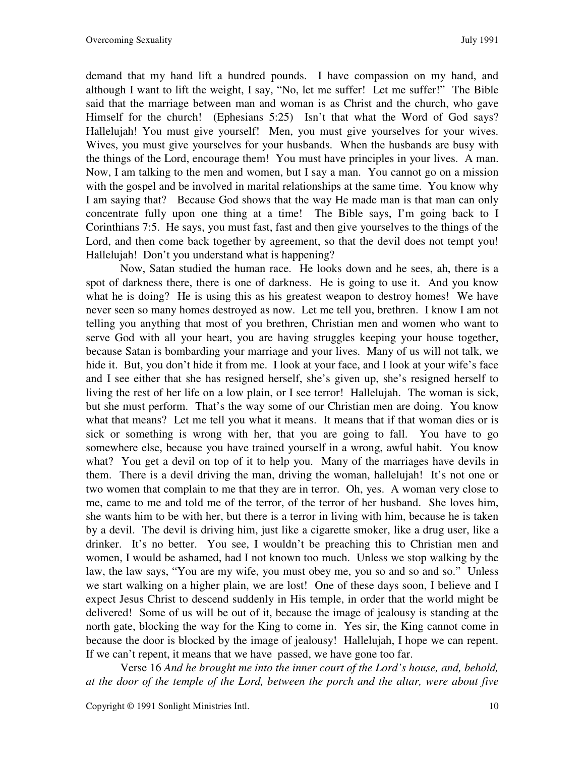demand that my hand lift a hundred pounds. I have compassion on my hand, and although I want to lift the weight, I say, "No, let me suffer! Let me suffer!" The Bible said that the marriage between man and woman is as Christ and the church, who gave Himself for the church! (Ephesians 5:25) Isn't that what the Word of God says? Hallelujah! You must give yourself! Men, you must give yourselves for your wives. Wives, you must give yourselves for your husbands. When the husbands are busy with the things of the Lord, encourage them! You must have principles in your lives. A man. Now, I am talking to the men and women, but I say a man. You cannot go on a mission with the gospel and be involved in marital relationships at the same time. You know why I am saying that? Because God shows that the way He made man is that man can only concentrate fully upon one thing at a time! The Bible says, I'm going back to I Corinthians 7:5. He says, you must fast, fast and then give yourselves to the things of the Lord, and then come back together by agreement, so that the devil does not tempt you! Hallelujah! Don't you understand what is happening?

Now, Satan studied the human race. He looks down and he sees, ah, there is a spot of darkness there, there is one of darkness. He is going to use it. And you know what he is doing? He is using this as his greatest weapon to destroy homes! We have never seen so many homes destroyed as now. Let me tell you, brethren. I know I am not telling you anything that most of you brethren, Christian men and women who want to serve God with all your heart, you are having struggles keeping your house together, because Satan is bombarding your marriage and your lives. Many of us will not talk, we hide it. But, you don't hide it from me. I look at your face, and I look at your wife's face and I see either that she has resigned herself, she's given up, she's resigned herself to living the rest of her life on a low plain, or I see terror! Hallelujah. The woman is sick, but she must perform. That's the way some of our Christian men are doing. You know what that means? Let me tell you what it means. It means that if that woman dies or is sick or something is wrong with her, that you are going to fall. You have to go somewhere else, because you have trained yourself in a wrong, awful habit. You know what? You get a devil on top of it to help you. Many of the marriages have devils in them. There is a devil driving the man, driving the woman, hallelujah! It's not one or two women that complain to me that they are in terror. Oh, yes. A woman very close to me, came to me and told me of the terror, of the terror of her husband. She loves him, she wants him to be with her, but there is a terror in living with him, because he is taken by a devil. The devil is driving him, just like a cigarette smoker, like a drug user, like a drinker. It's no better. You see, I wouldn't be preaching this to Christian men and women, I would be ashamed, had I not known too much. Unless we stop walking by the law, the law says, "You are my wife, you must obey me, you so and so and so." Unless we start walking on a higher plain, we are lost! One of these days soon, I believe and I expect Jesus Christ to descend suddenly in His temple, in order that the world might be delivered! Some of us will be out of it, because the image of jealousy is standing at the north gate, blocking the way for the King to come in. Yes sir, the King cannot come in because the door is blocked by the image of jealousy! Hallelujah, I hope we can repent. If we can't repent, it means that we have passed, we have gone too far.

Verse 16 *And he brought me into the inner court of the Lord's house, and, behold, at the door of the temple of the Lord, between the porch and the altar, were about five*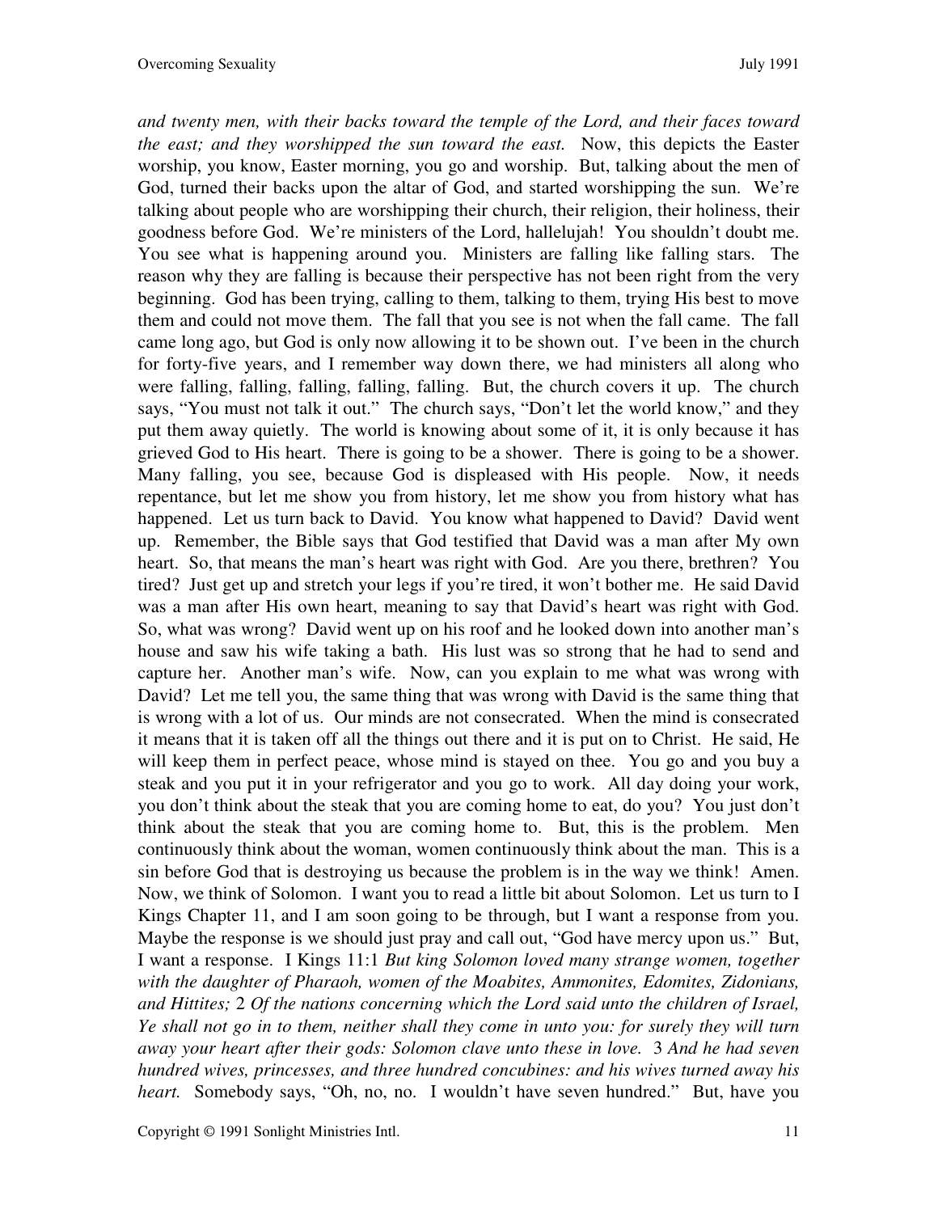*and twenty men, with their backs toward the temple of the Lord, and their faces toward the east; and they worshipped the sun toward the east.* Now, this depicts the Easter worship, you know, Easter morning, you go and worship. But, talking about the men of God, turned their backs upon the altar of God, and started worshipping the sun. We're talking about people who are worshipping their church, their religion, their holiness, their goodness before God. We're ministers of the Lord, hallelujah! You shouldn't doubt me. You see what is happening around you. Ministers are falling like falling stars. The reason why they are falling is because their perspective has not been right from the very beginning. God has been trying, calling to them, talking to them, trying His best to move them and could not move them. The fall that you see is not when the fall came. The fall came long ago, but God is only now allowing it to be shown out. I've been in the church for forty-five years, and I remember way down there, we had ministers all along who were falling, falling, falling, falling, falling. But, the church covers it up. The church says, "You must not talk it out." The church says, "Don't let the world know," and they put them away quietly. The world is knowing about some of it, it is only because it has grieved God to His heart. There is going to be a shower. There is going to be a shower. Many falling, you see, because God is displeased with His people. Now, it needs repentance, but let me show you from history, let me show you from history what has happened. Let us turn back to David. You know what happened to David? David went up. Remember, the Bible says that God testified that David was a man after My own heart. So, that means the man's heart was right with God. Are you there, brethren? You tired? Just get up and stretch your legs if you're tired, it won't bother me. He said David was a man after His own heart, meaning to say that David's heart was right with God. So, what was wrong? David went up on his roof and he looked down into another man's house and saw his wife taking a bath. His lust was so strong that he had to send and capture her. Another man's wife. Now, can you explain to me what was wrong with David? Let me tell you, the same thing that was wrong with David is the same thing that is wrong with a lot of us. Our minds are not consecrated. When the mind is consecrated it means that it is taken off all the things out there and it is put on to Christ. He said, He will keep them in perfect peace, whose mind is stayed on thee. You go and you buy a steak and you put it in your refrigerator and you go to work. All day doing your work, you don't think about the steak that you are coming home to eat, do you? You just don't think about the steak that you are coming home to. But, this is the problem. Men continuously think about the woman, women continuously think about the man. This is a sin before God that is destroying us because the problem is in the way we think! Amen. Now, we think of Solomon. I want you to read a little bit about Solomon. Let us turn to I Kings Chapter 11, and I am soon going to be through, but I want a response from you. Maybe the response is we should just pray and call out, "God have mercy upon us." But, I want a response. I Kings 11:1 *But king Solomon loved many strange women, together with the daughter of Pharaoh, women of the Moabites, Ammonites, Edomites, Zidonians, and Hittites;* 2 *Of the nations concerning which the Lord said unto the children of Israel, Ye shall not go in to them, neither shall they come in unto you: for surely they will turn away your heart after their gods: Solomon clave unto these in love.* 3 *And he had seven hundred wives, princesses, and three hundred concubines: and his wives turned away his heart.* Somebody says, "Oh, no, no. I wouldn't have seven hundred." But, have you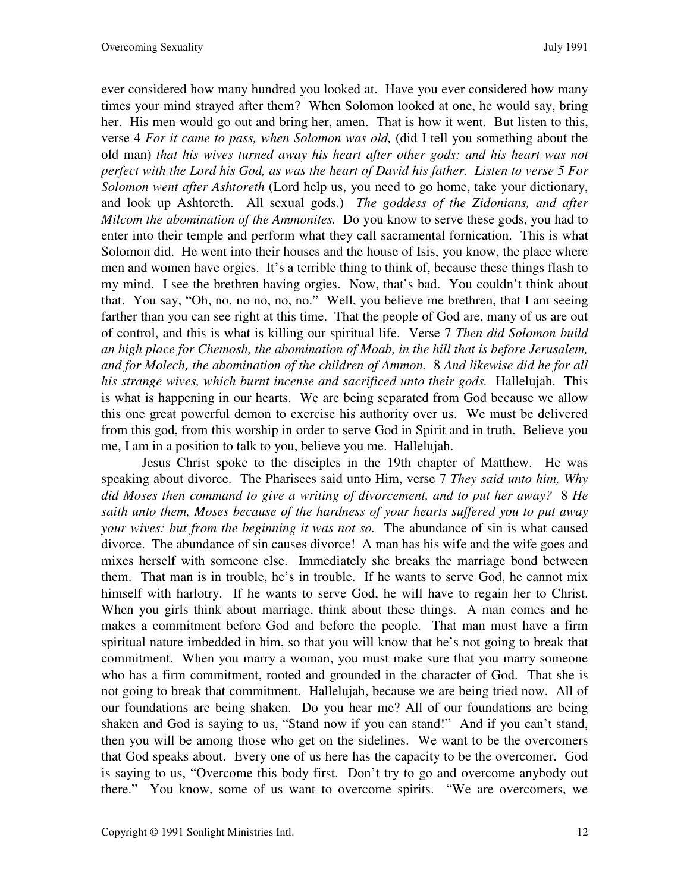ever considered how many hundred you looked at. Have you ever considered how many times your mind strayed after them? When Solomon looked at one, he would say, bring her. His men would go out and bring her, amen. That is how it went. But listen to this, verse 4 *For it came to pass, when Solomon was old,* (did I tell you something about the old man) *that his wives turned away his heart after other gods: and his heart was not perfect with the Lord his God, as was the heart of David his father. Listen to verse 5 For Solomon went after Ashtoreth* (Lord help us, you need to go home, take your dictionary, and look up Ashtoreth. All sexual gods.) *The goddess of the Zidonians, and after Milcom the abomination of the Ammonites.* Do you know to serve these gods, you had to enter into their temple and perform what they call sacramental fornication. This is what Solomon did. He went into their houses and the house of Isis, you know, the place where men and women have orgies. It's a terrible thing to think of, because these things flash to my mind. I see the brethren having orgies. Now, that's bad. You couldn't think about that. You say, "Oh, no, no no, no, no." Well, you believe me brethren, that I am seeing farther than you can see right at this time. That the people of God are, many of us are out of control, and this is what is killing our spiritual life. Verse 7 *Then did Solomon build an high place for Chemosh, the abomination of Moab, in the hill that is before Jerusalem, and for Molech, the abomination of the children of Ammon.* 8 *And likewise did he for all his strange wives, which burnt incense and sacrificed unto their gods.* Hallelujah. This is what is happening in our hearts. We are being separated from God because we allow this one great powerful demon to exercise his authority over us. We must be delivered from this god, from this worship in order to serve God in Spirit and in truth. Believe you me, I am in a position to talk to you, believe you me. Hallelujah.

Jesus Christ spoke to the disciples in the 19th chapter of Matthew. He was speaking about divorce. The Pharisees said unto Him, verse 7 *They said unto him, Why did Moses then command to give a writing of divorcement, and to put her away?* 8 *He saith unto them, Moses because of the hardness of your hearts suffered you to put away your wives: but from the beginning it was not so.* The abundance of sin is what caused divorce. The abundance of sin causes divorce! A man has his wife and the wife goes and mixes herself with someone else. Immediately she breaks the marriage bond between them. That man is in trouble, he's in trouble. If he wants to serve God, he cannot mix himself with harlotry. If he wants to serve God, he will have to regain her to Christ. When you girls think about marriage, think about these things. A man comes and he makes a commitment before God and before the people. That man must have a firm spiritual nature imbedded in him, so that you will know that he's not going to break that commitment. When you marry a woman, you must make sure that you marry someone who has a firm commitment, rooted and grounded in the character of God. That she is not going to break that commitment. Hallelujah, because we are being tried now. All of our foundations are being shaken. Do you hear me? All of our foundations are being shaken and God is saying to us, "Stand now if you can stand!" And if you can't stand, then you will be among those who get on the sidelines. We want to be the overcomers that God speaks about. Every one of us here has the capacity to be the overcomer. God is saying to us, "Overcome this body first. Don't try to go and overcome anybody out there." You know, some of us want to overcome spirits. "We are overcomers, we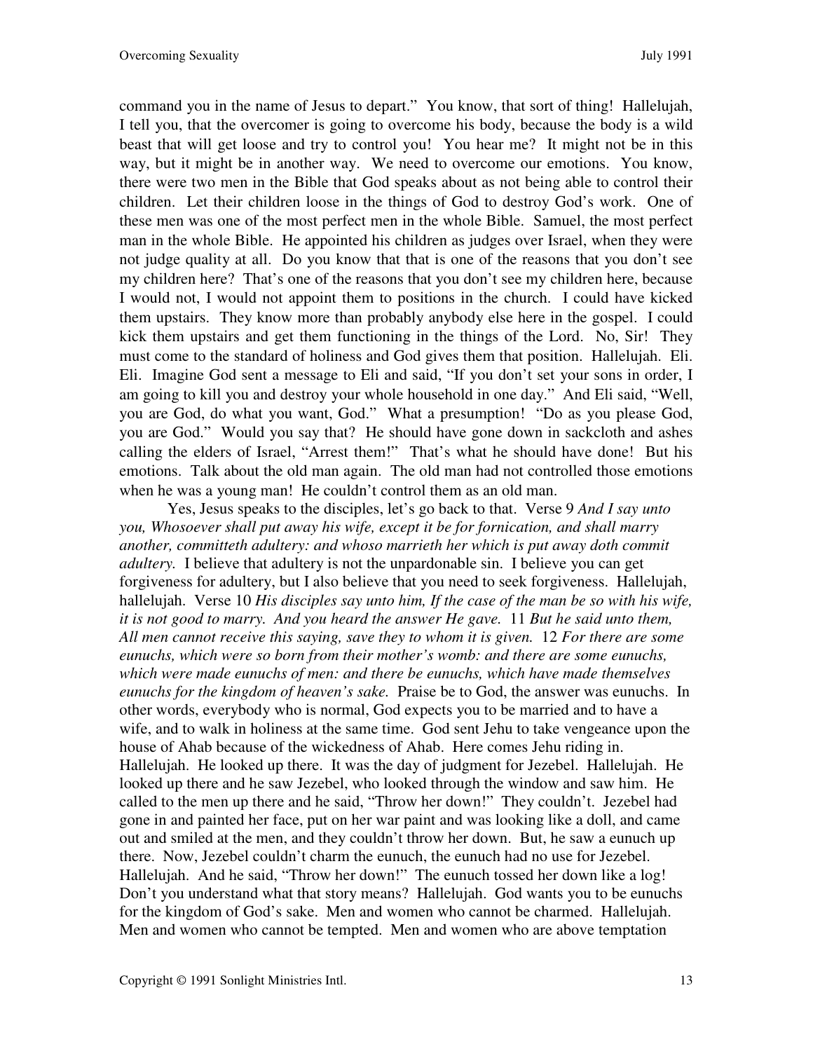command you in the name of Jesus to depart." You know, that sort of thing! Hallelujah, I tell you, that the overcomer is going to overcome his body, because the body is a wild beast that will get loose and try to control you! You hear me? It might not be in this way, but it might be in another way. We need to overcome our emotions. You know, there were two men in the Bible that God speaks about as not being able to control their children. Let their children loose in the things of God to destroy God's work. One of these men was one of the most perfect men in the whole Bible. Samuel, the most perfect man in the whole Bible. He appointed his children as judges over Israel, when they were not judge quality at all. Do you know that that is one of the reasons that you don't see my children here? That's one of the reasons that you don't see my children here, because I would not, I would not appoint them to positions in the church. I could have kicked them upstairs. They know more than probably anybody else here in the gospel. I could kick them upstairs and get them functioning in the things of the Lord. No, Sir! They must come to the standard of holiness and God gives them that position. Hallelujah. Eli. Eli. Imagine God sent a message to Eli and said, "If you don't set your sons in order, I am going to kill you and destroy your whole household in one day." And Eli said, "Well, you are God, do what you want, God." What a presumption! "Do as you please God, you are God." Would you say that? He should have gone down in sackcloth and ashes calling the elders of Israel, "Arrest them!" That's what he should have done! But his emotions. Talk about the old man again. The old man had not controlled those emotions when he was a young man! He couldn't control them as an old man.

Yes, Jesus speaks to the disciples, let's go back to that. Verse 9 *And I say unto you, Whosoever shall put away his wife, except it be for fornication, and shall marry another, committeth adultery: and whoso marrieth her which is put away doth commit adultery.* I believe that adultery is not the unpardonable sin. I believe you can get forgiveness for adultery, but I also believe that you need to seek forgiveness. Hallelujah, hallelujah. Verse 10 *His disciples say unto him, If the case of the man be so with his wife, it is not good to marry. And you heard the answer He gave.* 11 *But he said unto them, All men cannot receive this saying, save they to whom it is given.* 12 *For there are some eunuchs, which were so born from their mother's womb: and there are some eunuchs, which were made eunuchs of men: and there be eunuchs, which have made themselves eunuchs for the kingdom of heaven's sake.* Praise be to God, the answer was eunuchs. In other words, everybody who is normal, God expects you to be married and to have a wife, and to walk in holiness at the same time. God sent Jehu to take vengeance upon the house of Ahab because of the wickedness of Ahab. Here comes Jehu riding in. Hallelujah. He looked up there. It was the day of judgment for Jezebel. Hallelujah. He looked up there and he saw Jezebel, who looked through the window and saw him. He called to the men up there and he said, "Throw her down!" They couldn't. Jezebel had gone in and painted her face, put on her war paint and was looking like a doll, and came out and smiled at the men, and they couldn't throw her down. But, he saw a eunuch up there. Now, Jezebel couldn't charm the eunuch, the eunuch had no use for Jezebel. Hallelujah. And he said, "Throw her down!" The eunuch tossed her down like a log! Don't you understand what that story means? Hallelujah. God wants you to be eunuchs for the kingdom of God's sake. Men and women who cannot be charmed. Hallelujah. Men and women who cannot be tempted. Men and women who are above temptation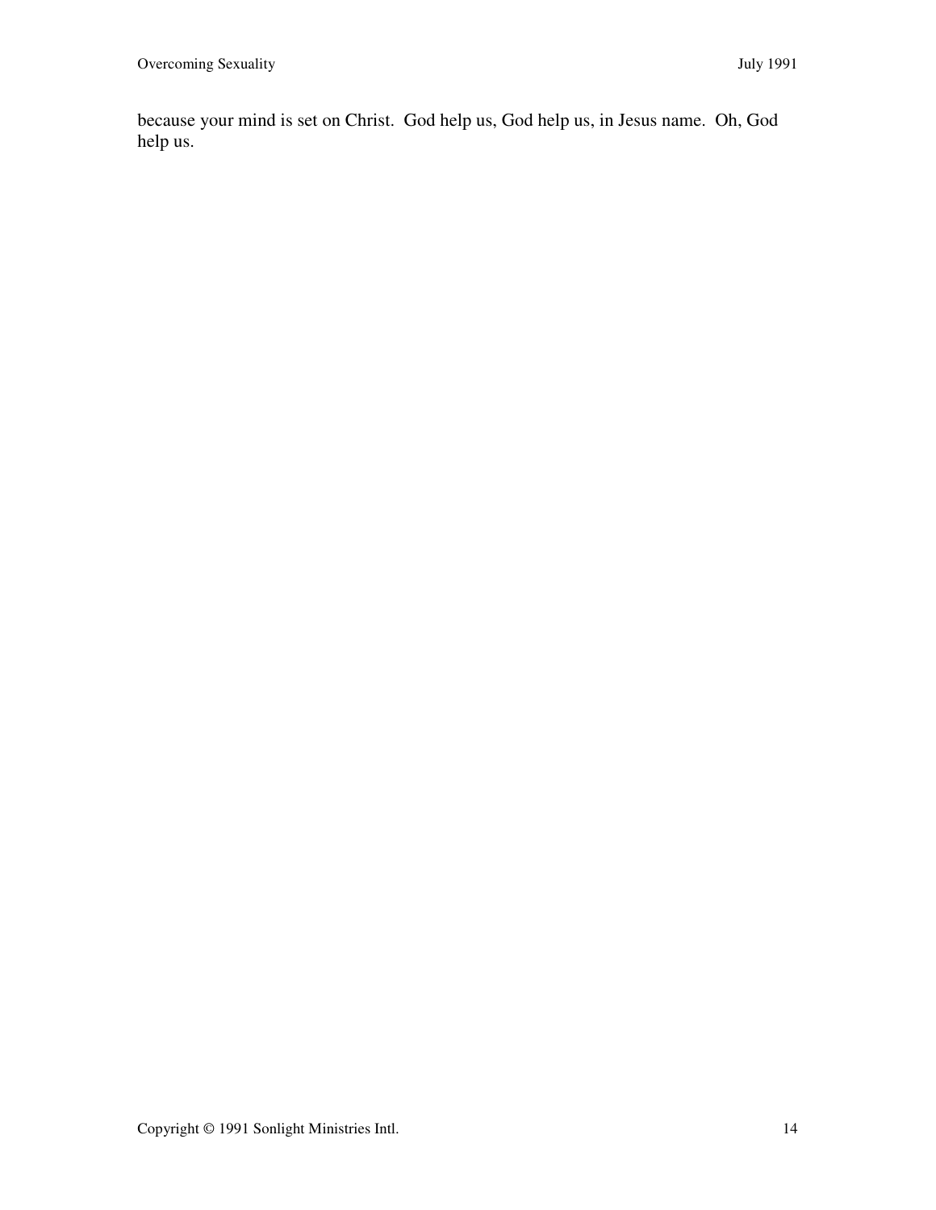because your mind is set on Christ. God help us, God help us, in Jesus name. Oh, God help us.